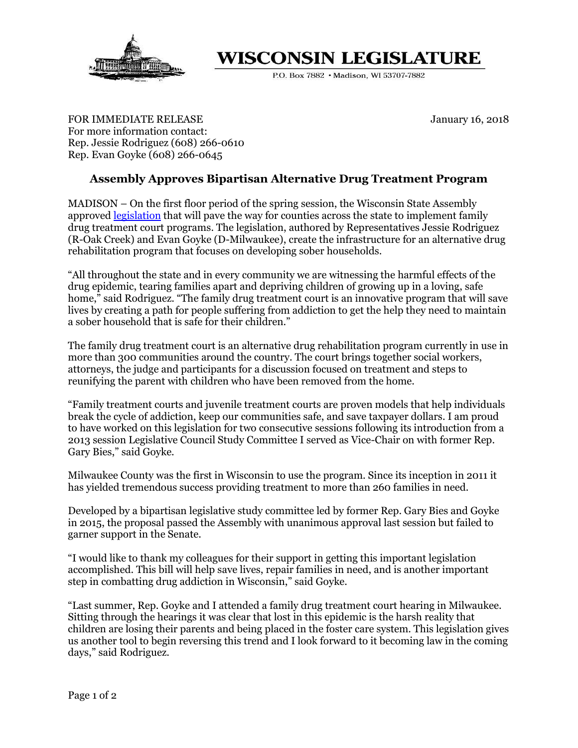# WISCONSIN LEGISLATURE

P.O. Box 7882 • Madison, WI 53707-7882

FOR IMMEDIATE RELEASE  
For more information contact:  
Rep. Jessie Rodriguez (608) 266-0610  
Rep. Evan Goyke (608) 266-0645

January 16, 2018

## Assembly Approves Bipartisan Alternative Drug Treatment Program

MADISON – On the first floor period of the spring session, the Wisconsin State Assembly approved legislation that will pave the way for counties across the state to implement family drug treatment court programs. The legislation, authored by Representatives Jessie Rodriguez (R-Oak Creek) and Evan Goyke (D-Milwaukee), create the infrastructure for an alternative drug rehabilitation program that focuses on developing sober households.

"All throughout the state and in every community we are witnessing the harmful effects of the drug epidemic, tearing families apart and depriving children of growing up in a loving, safe home," said Rodriguez. "The family drug treatment court is an innovative program that will save lives by creating a path for people suffering from addiction to get the help they need to maintain a sober household that is safe for their children."

The family drug treatment court is an alternative drug rehabilitation program currently in use in more than 300 communities around the country. The court brings together social workers, attorneys, the judge and participants for a discussion focused on treatment and steps to reunifying the parent with children who have been removed from the home.

"Family treatment courts and juvenile treatment courts are proven models that help individuals break the cycle of addiction, keep our communities safe, and save taxpayer dollars. I am proud to have worked on this legislation for two consecutive sessions following its introduction from a 2013 session Legislative Council Study Committee I served as Vice-Chair on with former Rep. Gary Bies," said Goyke.

Milwaukee County was the first in Wisconsin to use the program. Since its inception in 2011 it has yielded tremendous success providing treatment to more than 260 families in need.

Developed by a bipartisan legislative study committee led by former Rep. Gary Bies and Goyke in 2015, the proposal passed the Assembly with unanimous approval last session but failed to garner support in the Senate.

"I would like to thank my colleagues for their support in getting this important legislation accomplished. This bill will help save lives, repair families in need, and is another important step in combatting drug addiction in Wisconsin," said Goyke.

"Last summer, Rep. Goyke and I attended a family drug treatment court hearing in Milwaukee. Sitting through the hearings it was clear that lost in this epidemic is the harsh reality that children are losing their parents and being placed in the foster care system. This legislation gives us another tool to begin reversing this trend and I look forward to it becoming law in the coming days," said Rodriguez.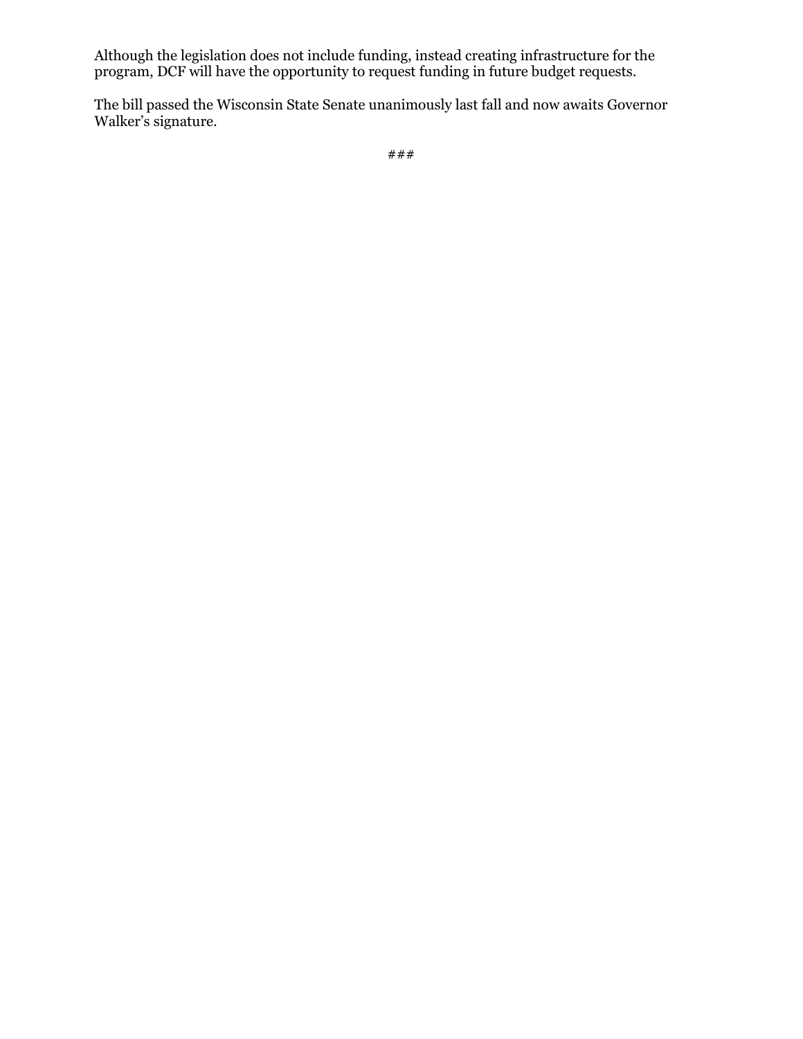Although the legislation does not include funding, instead creating infrastructure for the program, DCF will have the opportunity to request funding in future budget requests.

The bill passed the Wisconsin State Senate unanimously last fall and now awaits Governor Walker's signature.

###